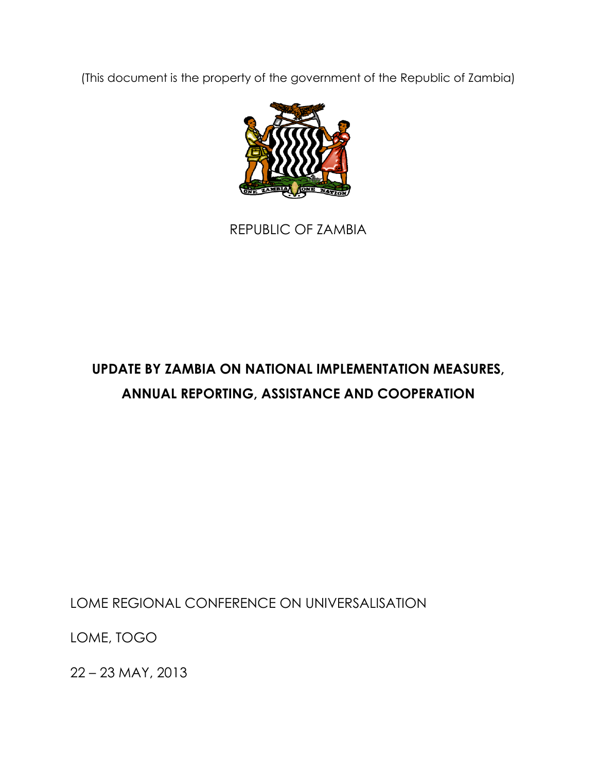(This document is the property of the government of the Republic of Zambia)

REPUBLIC OF ZAMBIA

# UPDATE BY ZAMBIA ON NATIONAL IMPLEMENTATION MEASURES, ANNUAL REPORTING, ASSISTANCE AND COOPERATION

LOME REGIONAL CONFERENCE ON UNIVERSALISATION

LOME, TOGO

22 – 23 MAY, 2013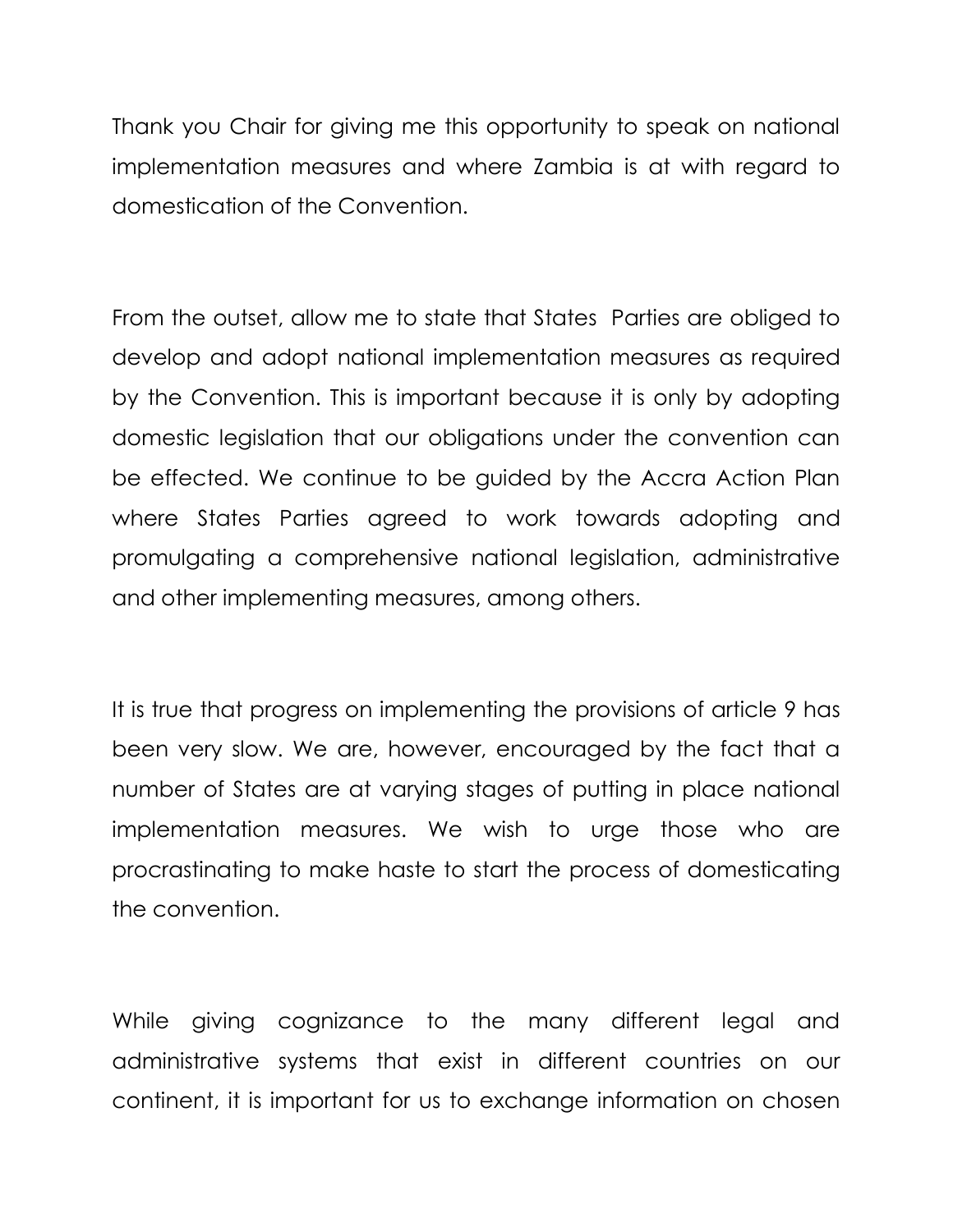Thank you Chair for giving me this opportunity to speak on national implementation measures and where Zambia is at with regard to domestication of the Convention.

From the outset, allow me to state that States Parties are obliged to develop and adopt national implementation measures as required by the Convention. This is important because it is only by adopting domestic legislation that our obligations under the convention can be effected. We continue to be guided by the Accra Action Plan where States Parties agreed to work towards adopting and promulgating a comprehensive national legislation, administrative and other implementing measures, among others.

It is true that progress on implementing the provisions of article 9 has been very slow. We are, however, encouraged by the fact that a number of States are at varying stages of putting in place national implementation measures. We wish to urge those who are procrastinating to make haste to start the process of domesticating the convention.

While giving cognizance to the many different legal and administrative systems that exist in different countries on our continent, it is important for us to exchange information on chosen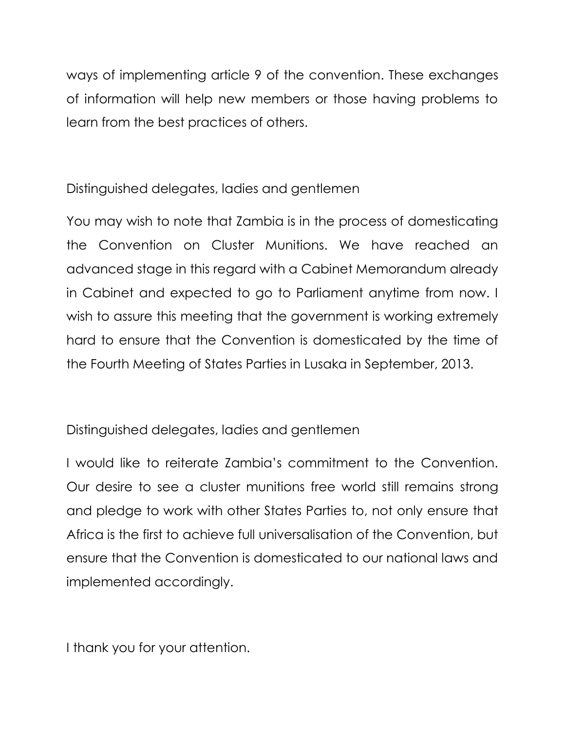ways of implementing article 9 of the convention. These exchanges of information will help new members or those having problems to learn from the best practices of others.

Distinguished delegates, ladies and gentlemen

You may wish to note that Zambia is in the process of domesticating the Convention on Cluster Munitions. We have reached an advanced stage in this regard with a Cabinet Memorandum already in Cabinet and expected to go to Parliament anytime from now. I wish to assure this meeting that the government is working extremely hard to ensure that the Convention is domesticated by the time of the Fourth Meeting of States Parties in Lusaka in September, 2013.

Distinguished delegates, ladies and gentlemen

I would like to reiterate Zambia's commitment to the Convention. Our desire to see a cluster munitions free world still remains strong and pledge to work with other States Parties to, not only ensure that Africa is the first to achieve full universalisation of the Convention, but ensure that the Convention is domesticated to our national laws and implemented accordingly.

I thank you for your attention.